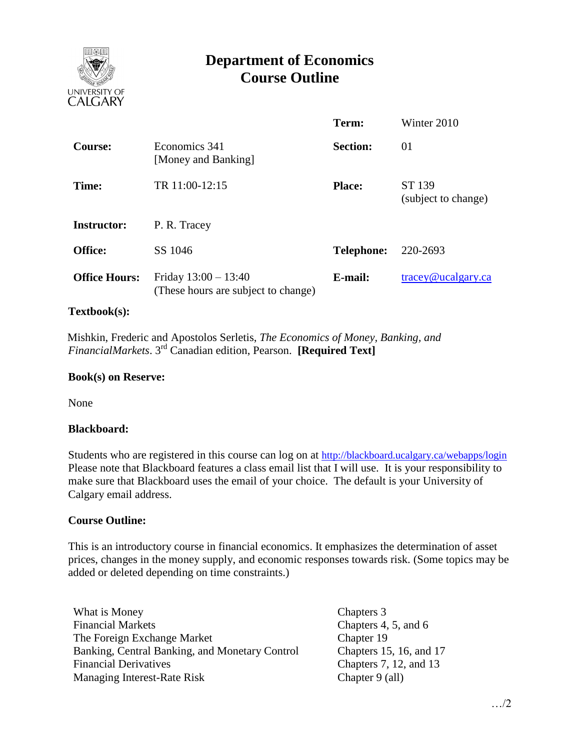# Department of Economics
## Course Outline

| | | | |
|---|---|---|---|
| | | **Term:** | Winter 2010 |
| **Course:** | Economics 341 [Money and Banking] | **Section:** | 01 |
| **Time:** | TR 11:00-12:15 | **Place:** | ST 139 (subject to change) |
| **Instructor:** | P. R. Tracey | | |
| **Office:** | SS 1046 | **Telephone:** | 220-2693 |
| **Office Hours:** | Friday 13:00 – 13:40 (These hours are subject to change) | **E-mail:** | tracey@ucalgary.ca |

**Textbook(s):**

Mishkin, Frederic and Apostolos Serletis, *The Economics of Money, Banking, and FinancialMarkets*. 3rd Canadian edition, Pearson. **[Required Text]**

**Book(s) on Reserve:**

None

**Blackboard:**

Students who are registered in this course can log on at http://blackboard.ucalgary.ca/webapps/login Please note that Blackboard features a class email list that I will use. It is your responsibility to make sure that Blackboard uses the email of your choice. The default is your University of Calgary email address.

**Course Outline:**

This is an introductory course in financial economics. It emphasizes the determination of asset prices, changes in the money supply, and economic responses towards risk. (Some topics may be added or deleted depending on time constraints.)

| | |
|---|---|
| What is Money | Chapters 3 |
| Financial Markets | Chapters 4, 5, and 6 |
| The Foreign Exchange Market | Chapter 19 |
| Banking, Central Banking, and Monetary Control | Chapters 15, 16, and 17 |
| Financial Derivatives | Chapters 7, 12, and 13 |
| Managing Interest-Rate Risk | Chapter 9 (all) |

…/2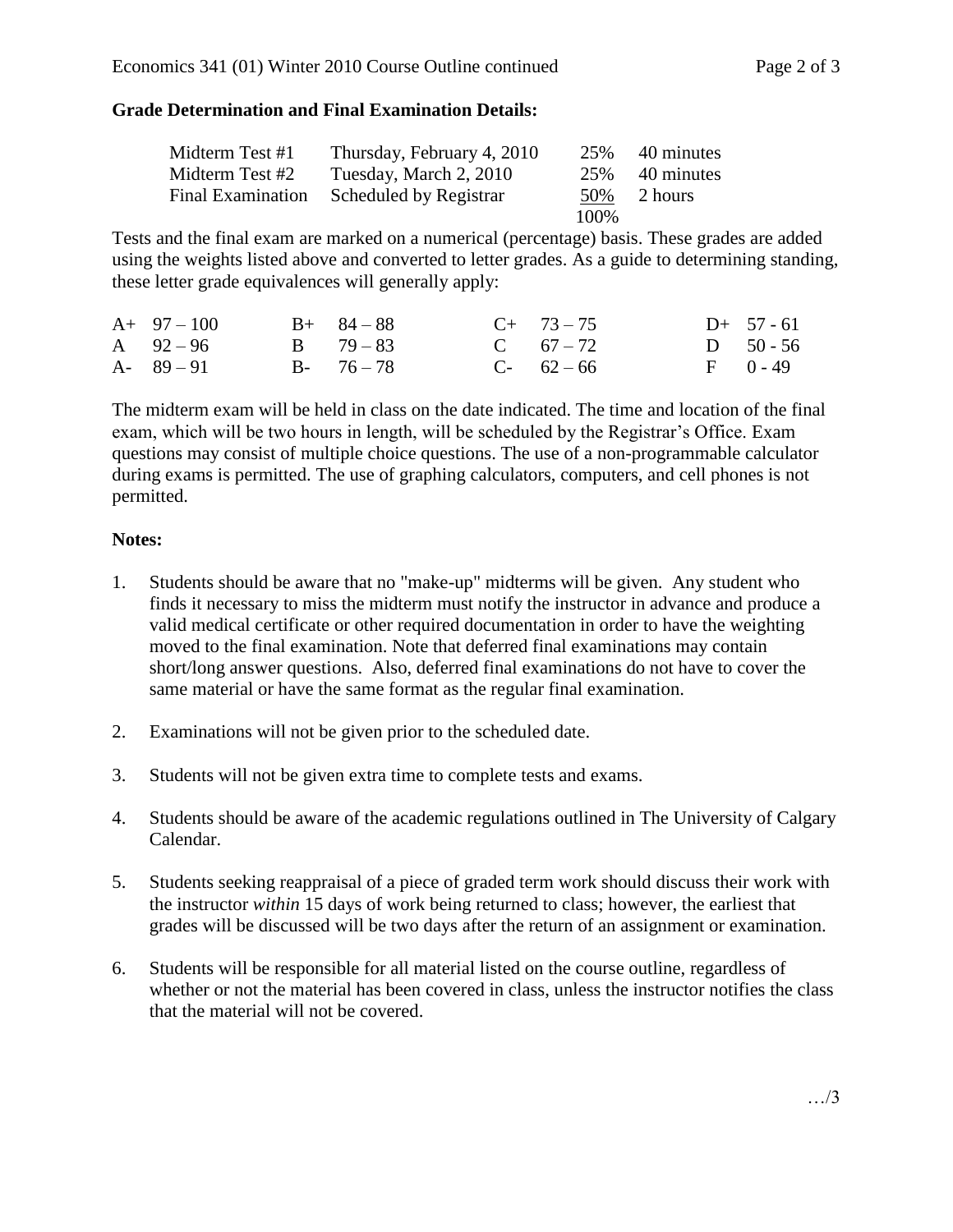**Grade Determination and Final Examination Details:**

| | | | |
|---|---|---|---|
| Midterm Test #1 | Thursday, February 4, 2010 | 25% | 40 minutes |
| Midterm Test #2 | Tuesday, March 2, 2010 | 25% | 40 minutes |
| Final Examination | Scheduled by Registrar | 50% | 2 hours |
| | | 100% | |

Tests and the final exam are marked on a numerical (percentage) basis. These grades are added using the weights listed above and converted to letter grades. As a guide to determining standing, these letter grade equivalences will generally apply:

| | | | | | | | |
|---|---|---|---|---|---|---|---|
| A+ | 97 – 100 | B+ | 84 – 88 | C+ | 73 – 75 | D+ | 57 - 61 |
| A | 92 – 96 | B | 79 – 83 | C | 67 – 72 | D | 50 - 56 |
| A- | 89 – 91 | B- | 76 – 78 | C- | 62 – 66 | F | 0 - 49 |

The midterm exam will be held in class on the date indicated. The time and location of the final exam, which will be two hours in length, will be scheduled by the Registrar's Office. Exam questions may consist of multiple choice questions. The use of a non-programmable calculator during exams is permitted. The use of graphing calculators, computers, and cell phones is not permitted.

**Notes:**

1. Students should be aware that no "make-up" midterms will be given. Any student who finds it necessary to miss the midterm must notify the instructor in advance and produce a valid medical certificate or other required documentation in order to have the weighting moved to the final examination. Note that deferred final examinations may contain short/long answer questions. Also, deferred final examinations do not have to cover the same material or have the same format as the regular final examination.

2. Examinations will not be given prior to the scheduled date.

3. Students will not be given extra time to complete tests and exams.

4. Students should be aware of the academic regulations outlined in The University of Calgary Calendar.

5. Students seeking reappraisal of a piece of graded term work should discuss their work with the instructor *within* 15 days of work being returned to class; however, the earliest that grades will be discussed will be two days after the return of an assignment or examination.

6. Students will be responsible for all material listed on the course outline, regardless of whether or not the material has been covered in class, unless the instructor notifies the class that the material will not be covered.

…/3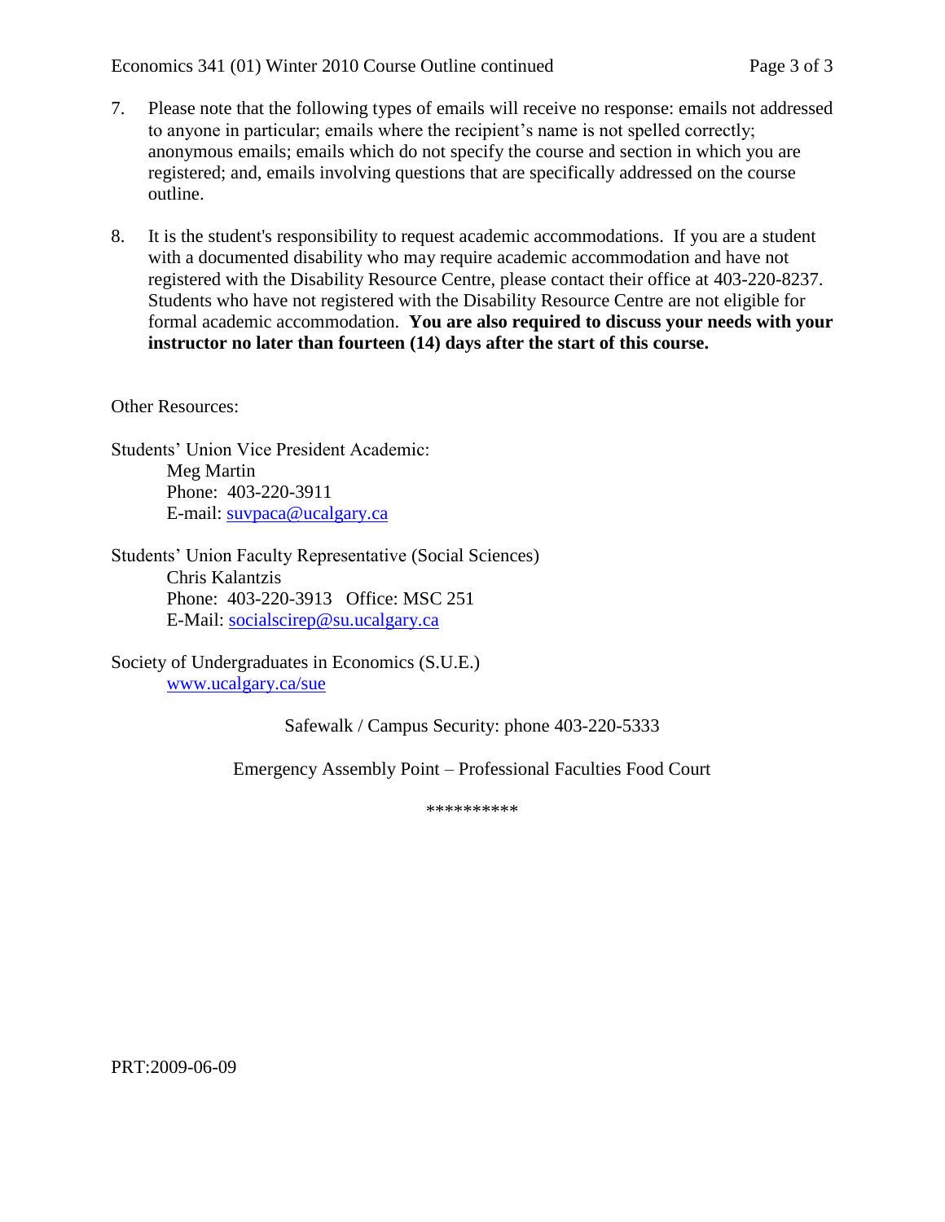7. Please note that the following types of emails will receive no response: emails not addressed to anyone in particular; emails where the recipient's name is not spelled correctly; anonymous emails; emails which do not specify the course and section in which you are registered; and, emails involving questions that are specifically addressed on the course outline.

8. It is the student's responsibility to request academic accommodations. If you are a student with a documented disability who may require academic accommodation and have not registered with the Disability Resource Centre, please contact their office at 403-220-8237. Students who have not registered with the Disability Resource Centre are not eligible for formal academic accommodation. **You are also required to discuss your needs with your instructor no later than fourteen (14) days after the start of this course.**

Other Resources:

Students' Union Vice President Academic:
  Meg Martin
  Phone: 403-220-3911
  E-mail: suvpaca@ucalgary.ca

Students' Union Faculty Representative (Social Sciences)
  Chris Kalantzis
  Phone: 403-220-3913 Office: MSC 251
  E-Mail: socialscirep@su.ucalgary.ca

Society of Undergraduates in Economics (S.U.E.)
  www.ucalgary.ca/sue

Safewalk / Campus Security: phone 403-220-5333

Emergency Assembly Point – Professional Faculties Food Court

**********

PRT:2009-06-09